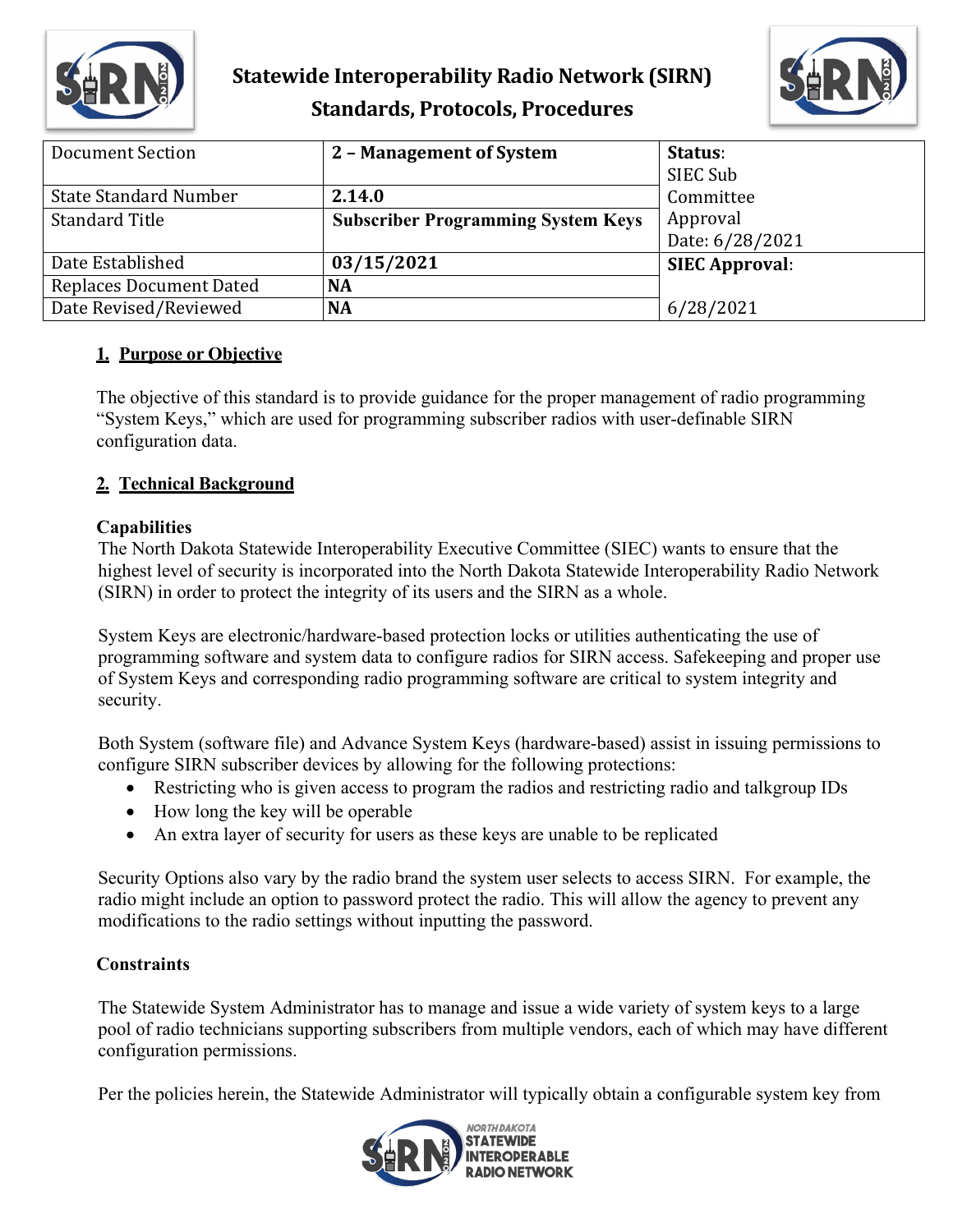# Statewide Interoperability Radio Network (SIRN)
## Standards, Protocols, Procedures

| Document Section | 2 – Management of System | Status: SIEC Sub Committee Approval Date: 6/28/2021 |
|---|---|---|
| State Standard Number | 2.14.0 | |
| Standard Title | Subscriber Programming System Keys | |
| Date Established | 03/15/2021 | SIEC Approval: 6/28/2021 |
| Replaces Document Dated | NA | |
| Date Revised/Reviewed | NA | |

## 1. Purpose or Objective

The objective of this standard is to provide guidance for the proper management of radio programming "System Keys," which are used for programming subscriber radios with user-definable SIRN configuration data.

## 2. Technical Background

### Capabilities

The North Dakota Statewide Interoperability Executive Committee (SIEC) wants to ensure that the highest level of security is incorporated into the North Dakota Statewide Interoperability Radio Network (SIRN) in order to protect the integrity of its users and the SIRN as a whole.

System Keys are electronic/hardware-based protection locks or utilities authenticating the use of programming software and system data to configure radios for SIRN access. Safekeeping and proper use of System Keys and corresponding radio programming software are critical to system integrity and security.

Both System (software file) and Advance System Keys (hardware-based) assist in issuing permissions to configure SIRN subscriber devices by allowing for the following protections:

- Restricting who is given access to program the radios and restricting radio and talkgroup IDs
- How long the key will be operable
- An extra layer of security for users as these keys are unable to be replicated

Security Options also vary by the radio brand the system user selects to access SIRN. For example, the radio might include an option to password protect the radio. This will allow the agency to prevent any modifications to the radio settings without inputting the password.

### Constraints

The Statewide System Administrator has to manage and issue a wide variety of system keys to a large pool of radio technicians supporting subscribers from multiple vendors, each of which may have different configuration permissions.

Per the policies herein, the Statewide Administrator will typically obtain a configurable system key from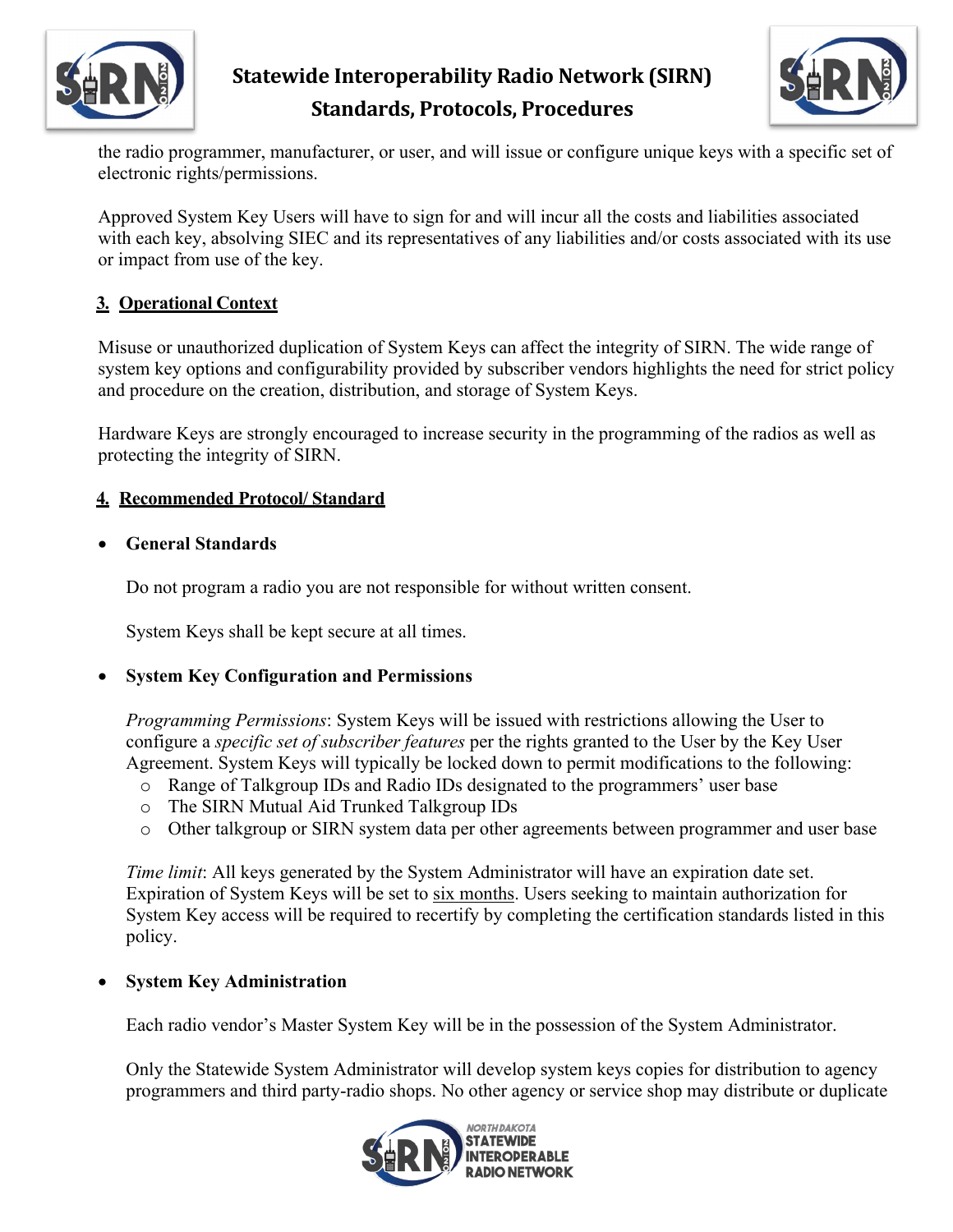the radio programmer, manufacturer, or user, and will issue or configure unique keys with a specific set of electronic rights/permissions.

Approved System Key Users will have to sign for and will incur all the costs and liabilities associated with each key, absolving SIEC and its representatives of any liabilities and/or costs associated with its use or impact from use of the key.

## 3. Operational Context

Misuse or unauthorized duplication of System Keys can affect the integrity of SIRN. The wide range of system key options and configurability provided by subscriber vendors highlights the need for strict policy and procedure on the creation, distribution, and storage of System Keys.

Hardware Keys are strongly encouraged to increase security in the programming of the radios as well as protecting the integrity of SIRN.

## 4. Recommended Protocol/ Standard

- **General Standards**

  Do not program a radio you are not responsible for without written consent.

  System Keys shall be kept secure at all times.

- **System Key Configuration and Permissions**

  *Programming Permissions*: System Keys will be issued with restrictions allowing the User to configure a *specific set of subscriber features* per the rights granted to the User by the Key User Agreement. System Keys will typically be locked down to permit modifications to the following:
  - Range of Talkgroup IDs and Radio IDs designated to the programmers' user base
  - The SIRN Mutual Aid Trunked Talkgroup IDs
  - Other talkgroup or SIRN system data per other agreements between programmer and user base

  *Time limit*: All keys generated by the System Administrator will have an expiration date set. Expiration of System Keys will be set to six months. Users seeking to maintain authorization for System Key access will be required to recertify by completing the certification standards listed in this policy.

- **System Key Administration**

  Each radio vendor's Master System Key will be in the possession of the System Administrator.

  Only the Statewide System Administrator will develop system keys copies for distribution to agency programmers and third party-radio shops. No other agency or service shop may distribute or duplicate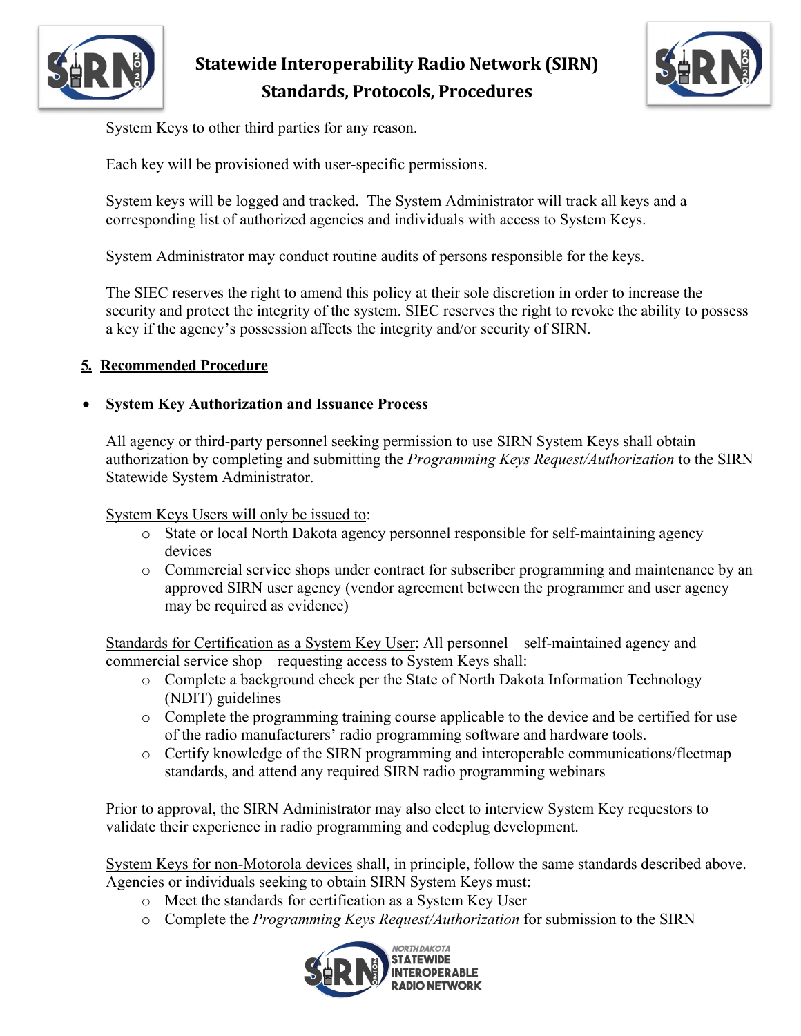System Keys to other third parties for any reason.

Each key will be provisioned with user-specific permissions.

System keys will be logged and tracked. The System Administrator will track all keys and a corresponding list of authorized agencies and individuals with access to System Keys.

System Administrator may conduct routine audits of persons responsible for the keys.

The SIEC reserves the right to amend this policy at their sole discretion in order to increase the security and protect the integrity of the system. SIEC reserves the right to revoke the ability to possess a key if the agency's possession affects the integrity and/or security of SIRN.

## 5. Recommended Procedure

- **System Key Authorization and Issuance Process**

  All agency or third-party personnel seeking permission to use SIRN System Keys shall obtain authorization by completing and submitting the *Programming Keys Request/Authorization* to the SIRN Statewide System Administrator.

  System Keys Users will only be issued to:
  - State or local North Dakota agency personnel responsible for self-maintaining agency devices
  - Commercial service shops under contract for subscriber programming and maintenance by an approved SIRN user agency (vendor agreement between the programmer and user agency may be required as evidence)

  Standards for Certification as a System Key User: All personnel—self-maintained agency and commercial service shop—requesting access to System Keys shall:
  - Complete a background check per the State of North Dakota Information Technology (NDIT) guidelines
  - Complete the programming training course applicable to the device and be certified for use of the radio manufacturers' radio programming software and hardware tools.
  - Certify knowledge of the SIRN programming and interoperable communications/fleetmap standards, and attend any required SIRN radio programming webinars

  Prior to approval, the SIRN Administrator may also elect to interview System Key requestors to validate their experience in radio programming and codeplug development.

  System Keys for non-Motorola devices shall, in principle, follow the same standards described above. Agencies or individuals seeking to obtain SIRN System Keys must:
  - Meet the standards for certification as a System Key User
  - Complete the *Programming Keys Request/Authorization* for submission to the SIRN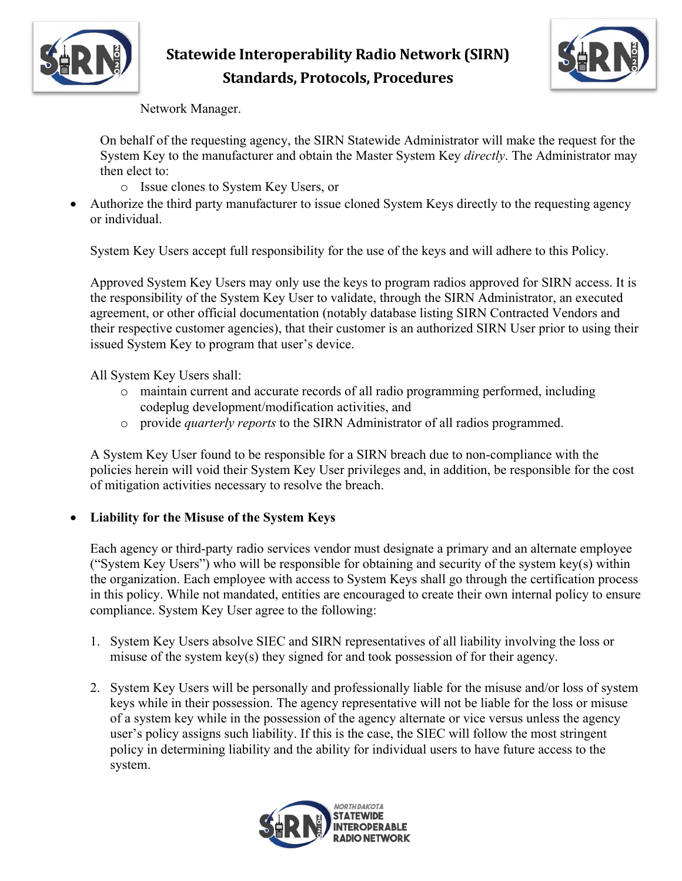Network Manager.

On behalf of the requesting agency, the SIRN Statewide Administrator will make the request for the System Key to the manufacturer and obtain the Master System Key *directly*. The Administrator may then elect to:

- Issue clones to System Key Users, or

- Authorize the third party manufacturer to issue cloned System Keys directly to the requesting agency or individual.

  System Key Users accept full responsibility for the use of the keys and will adhere to this Policy.

  Approved System Key Users may only use the keys to program radios approved for SIRN access. It is the responsibility of the System Key User to validate, through the SIRN Administrator, an executed agreement, or other official documentation (notably database listing SIRN Contracted Vendors and their respective customer agencies), that their customer is an authorized SIRN User prior to using their issued System Key to program that user's device.

  All System Key Users shall:
  - maintain current and accurate records of all radio programming performed, including codeplug development/modification activities, and
  - provide *quarterly reports* to the SIRN Administrator of all radios programmed.

  A System Key User found to be responsible for a SIRN breach due to non-compliance with the policies herein will void their System Key User privileges and, in addition, be responsible for the cost of mitigation activities necessary to resolve the breach.

- **Liability for the Misuse of the System Keys**

  Each agency or third-party radio services vendor must designate a primary and an alternate employee ("System Key Users") who will be responsible for obtaining and security of the system key(s) within the organization. Each employee with access to System Keys shall go through the certification process in this policy. While not mandated, entities are encouraged to create their own internal policy to ensure compliance. System Key User agree to the following:

  1. System Key Users absolve SIEC and SIRN representatives of all liability involving the loss or misuse of the system key(s) they signed for and took possession of for their agency.

  2. System Key Users will be personally and professionally liable for the misuse and/or loss of system keys while in their possession. The agency representative will not be liable for the loss or misuse of a system key while in the possession of the agency alternate or vice versus unless the agency user's policy assigns such liability. If this is the case, the SIEC will follow the most stringent policy in determining liability and the ability for individual users to have future access to the system.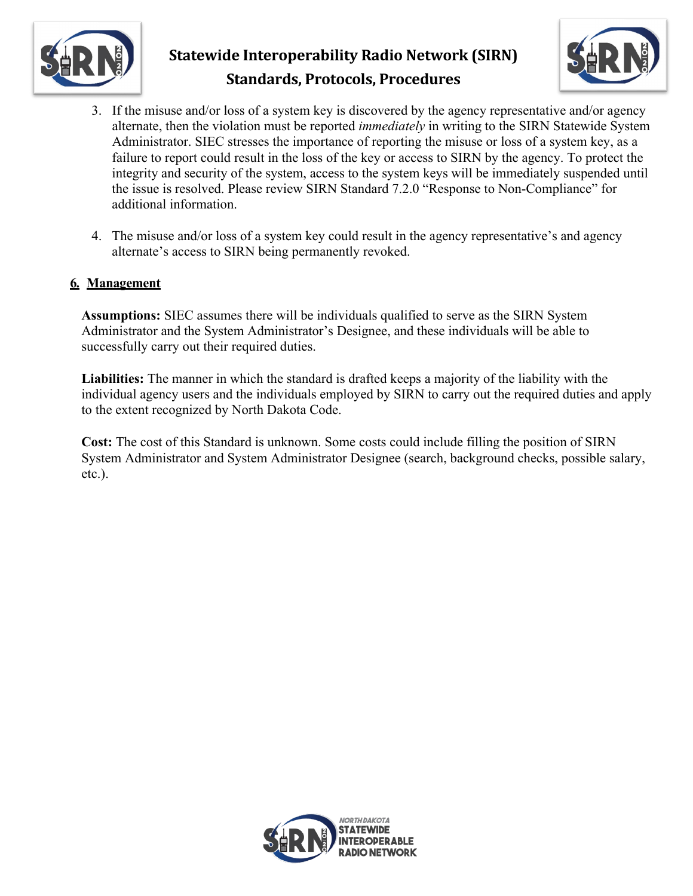3. If the misuse and/or loss of a system key is discovered by the agency representative and/or agency alternate, then the violation must be reported *immediately* in writing to the SIRN Statewide System Administrator. SIEC stresses the importance of reporting the misuse or loss of a system key, as a failure to report could result in the loss of the key or access to SIRN by the agency. To protect the integrity and security of the system, access to the system keys will be immediately suspended until the issue is resolved. Please review SIRN Standard 7.2.0 "Response to Non-Compliance" for additional information.

4. The misuse and/or loss of a system key could result in the agency representative's and agency alternate's access to SIRN being permanently revoked.

## 6. Management

**Assumptions:** SIEC assumes there will be individuals qualified to serve as the SIRN System Administrator and the System Administrator's Designee, and these individuals will be able to successfully carry out their required duties.

**Liabilities:** The manner in which the standard is drafted keeps a majority of the liability with the individual agency users and the individuals employed by SIRN to carry out the required duties and apply to the extent recognized by North Dakota Code.

**Cost:** The cost of this Standard is unknown. Some costs could include filling the position of SIRN System Administrator and System Administrator Designee (search, background checks, possible salary, etc.).